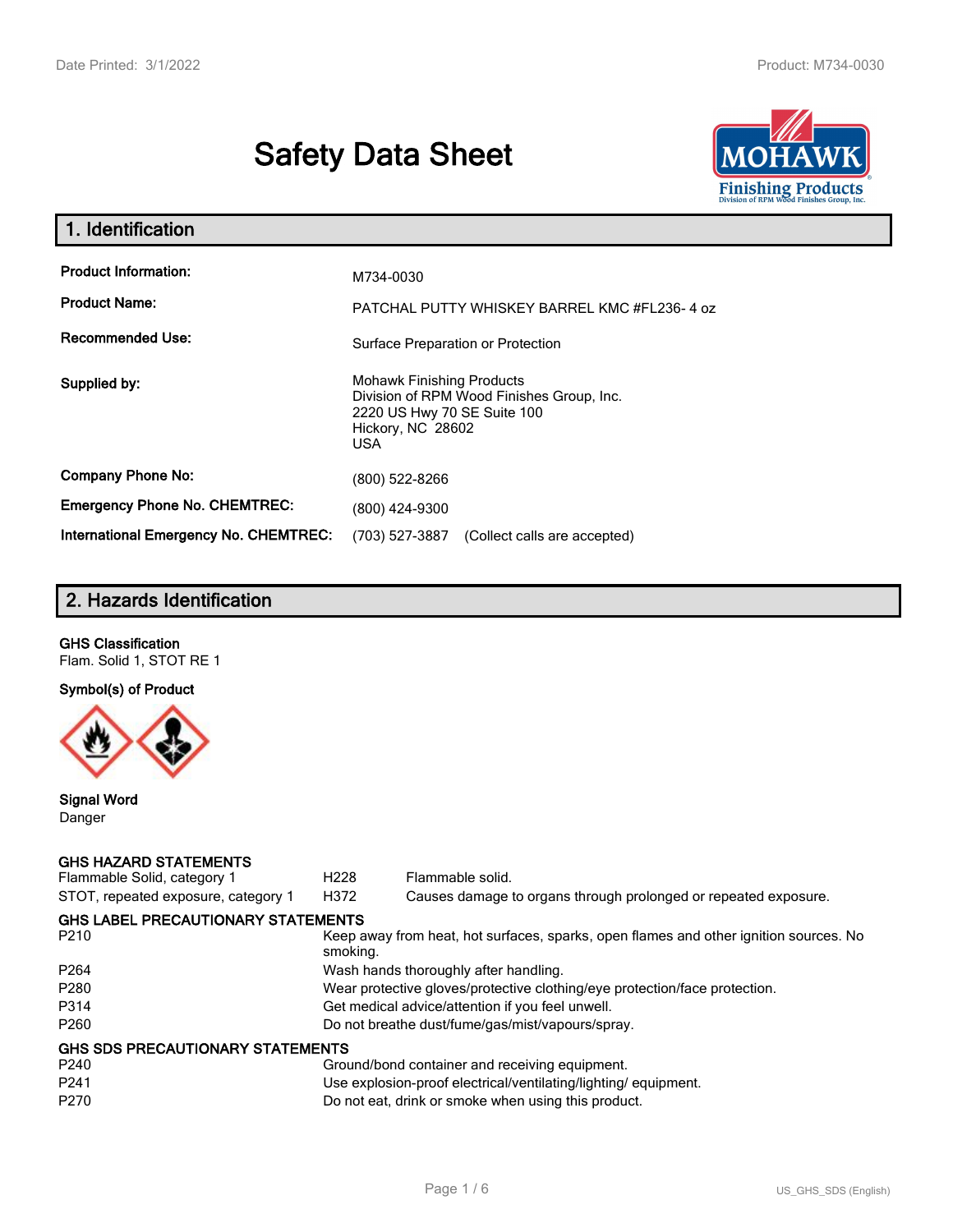# Safety Data Sheet

## 1. Identification

| | |
|---|---|
| **Product Information:** | M734-0030 |
| **Product Name:** | PATCHAL PUTTY WHISKEY BARREL KMC #FL236- 4 oz |
| **Recommended Use:** | Surface Preparation or Protection |
| **Supplied by:** | Mohawk Finishing Products<br>Division of RPM Wood Finishes Group, Inc.<br>2220 US Hwy 70 SE Suite 100<br>Hickory, NC 28602<br>USA |
| **Company Phone No:** | (800) 522-8266 |
| **Emergency Phone No. CHEMTREC:** | (800) 424-9300 |
| **International Emergency No. CHEMTREC:** | (703) 527-3887 (Collect calls are accepted) |

## 2. Hazards Identification

**GHS Classification**
Flam. Solid 1, STOT RE 1

**Symbol(s) of Product**

**Signal Word**
Danger

### GHS HAZARD STATEMENTS

| | | |
|---|---|---|
| Flammable Solid, category 1 | H228 | Flammable solid. |
| STOT, repeated exposure, category 1 | H372 | Causes damage to organs through prolonged or repeated exposure. |

### GHS LABEL PRECAUTIONARY STATEMENTS

| | |
|---|---|
| P210 | Keep away from heat, hot surfaces, sparks, open flames and other ignition sources. No smoking. |
| P264 | Wash hands thoroughly after handling. |
| P280 | Wear protective gloves/protective clothing/eye protection/face protection. |
| P314 | Get medical advice/attention if you feel unwell. |
| P260 | Do not breathe dust/fume/gas/mist/vapours/spray. |

### GHS SDS PRECAUTIONARY STATEMENTS

| | |
|---|---|
| P240 | Ground/bond container and receiving equipment. |
| P241 | Use explosion-proof electrical/ventilating/lighting/ equipment. |
| P270 | Do not eat, drink or smoke when using this product. |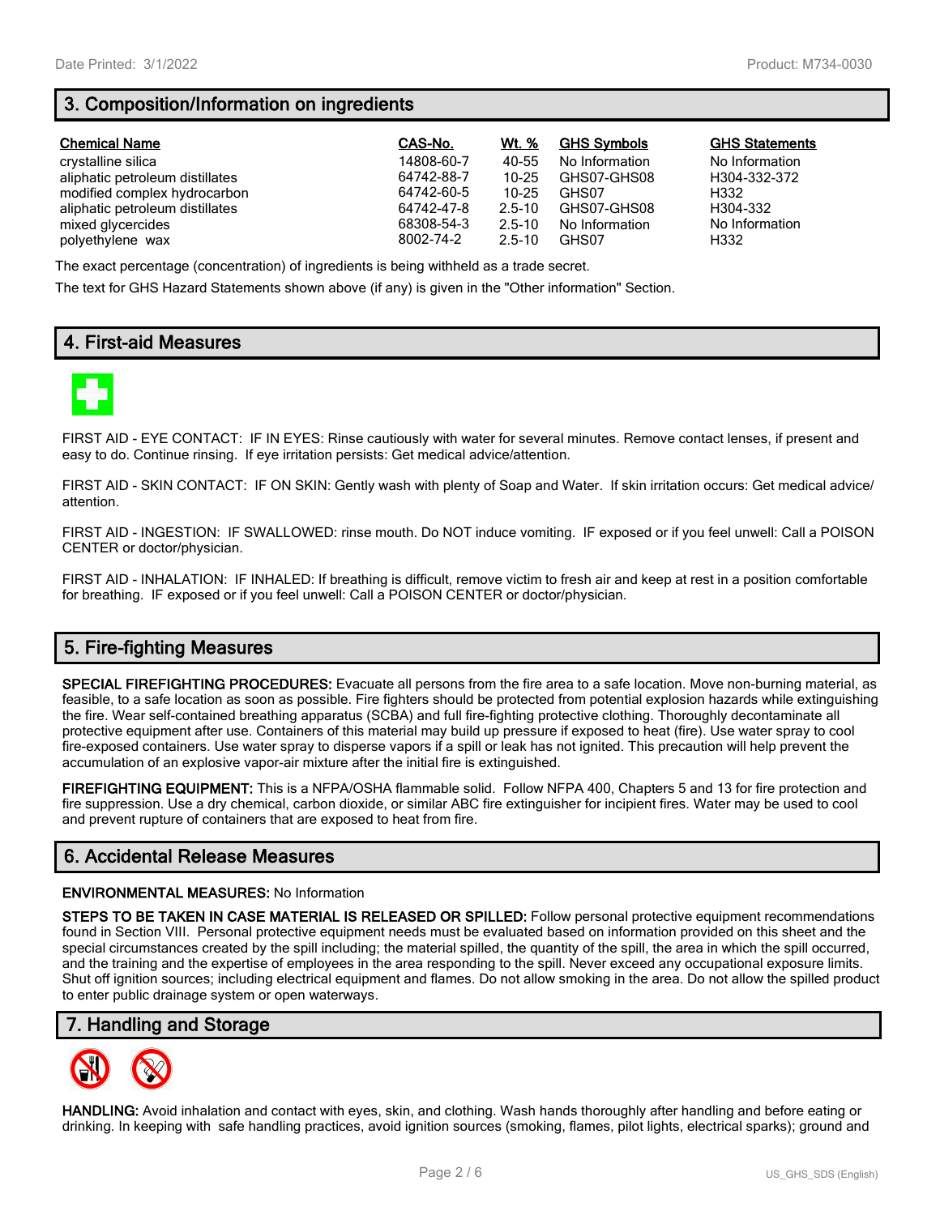## 3. Composition/Information on ingredients

| Chemical Name | CAS-No. | Wt. % | GHS Symbols | GHS Statements |
|---|---|---|---|---|
| crystalline silica | 14808-60-7 | 40-55 | No Information | No Information |
| aliphatic petroleum distillates | 64742-88-7 | 10-25 | GHS07-GHS08 | H304-332-372 |
| modified complex hydrocarbon | 64742-60-5 | 10-25 | GHS07 | H332 |
| aliphatic petroleum distillates | 64742-47-8 | 2.5-10 | GHS07-GHS08 | H304-332 |
| mixed glycercides | 68308-54-3 | 2.5-10 | No Information | No Information |
| polyethylene wax | 8002-74-2 | 2.5-10 | GHS07 | H332 |

The exact percentage (concentration) of ingredients is being withheld as a trade secret.

The text for GHS Hazard Statements shown above (if any) is given in the "Other information" Section.

## 4. First-aid Measures

FIRST AID - EYE CONTACT: IF IN EYES: Rinse cautiously with water for several minutes. Remove contact lenses, if present and easy to do. Continue rinsing. If eye irritation persists: Get medical advice/attention.

FIRST AID - SKIN CONTACT: IF ON SKIN: Gently wash with plenty of Soap and Water. If skin irritation occurs: Get medical advice/ attention.

FIRST AID - INGESTION: IF SWALLOWED: rinse mouth. Do NOT induce vomiting. IF exposed or if you feel unwell: Call a POISON CENTER or doctor/physician.

FIRST AID - INHALATION: IF INHALED: If breathing is difficult, remove victim to fresh air and keep at rest in a position comfortable for breathing. IF exposed or if you feel unwell: Call a POISON CENTER or doctor/physician.

## 5. Fire-fighting Measures

**SPECIAL FIREFIGHTING PROCEDURES:** Evacuate all persons from the fire area to a safe location. Move non-burning material, as feasible, to a safe location as soon as possible. Fire fighters should be protected from potential explosion hazards while extinguishing the fire. Wear self-contained breathing apparatus (SCBA) and full fire-fighting protective clothing. Thoroughly decontaminate all protective equipment after use. Containers of this material may build up pressure if exposed to heat (fire). Use water spray to cool fire-exposed containers. Use water spray to disperse vapors if a spill or leak has not ignited. This precaution will help prevent the accumulation of an explosive vapor-air mixture after the initial fire is extinguished.

**FIREFIGHTING EQUIPMENT:** This is a NFPA/OSHA flammable solid. Follow NFPA 400, Chapters 5 and 13 for fire protection and fire suppression. Use a dry chemical, carbon dioxide, or similar ABC fire extinguisher for incipient fires. Water may be used to cool and prevent rupture of containers that are exposed to heat from fire.

## 6. Accidental Release Measures

**ENVIRONMENTAL MEASURES:** No Information

**STEPS TO BE TAKEN IN CASE MATERIAL IS RELEASED OR SPILLED:** Follow personal protective equipment recommendations found in Section VIII. Personal protective equipment needs must be evaluated based on information provided on this sheet and the special circumstances created by the spill including; the material spilled, the quantity of the spill, the area in which the spill occurred, and the training and the expertise of employees in the area responding to the spill. Never exceed any occupational exposure limits. Shut off ignition sources; including electrical equipment and flames. Do not allow smoking in the area. Do not allow the spilled product to enter public drainage system or open waterways.

## 7. Handling and Storage

**HANDLING:** Avoid inhalation and contact with eyes, skin, and clothing. Wash hands thoroughly after handling and before eating or drinking. In keeping with safe handling practices, avoid ignition sources (smoking, flames, pilot lights, electrical sparks); ground and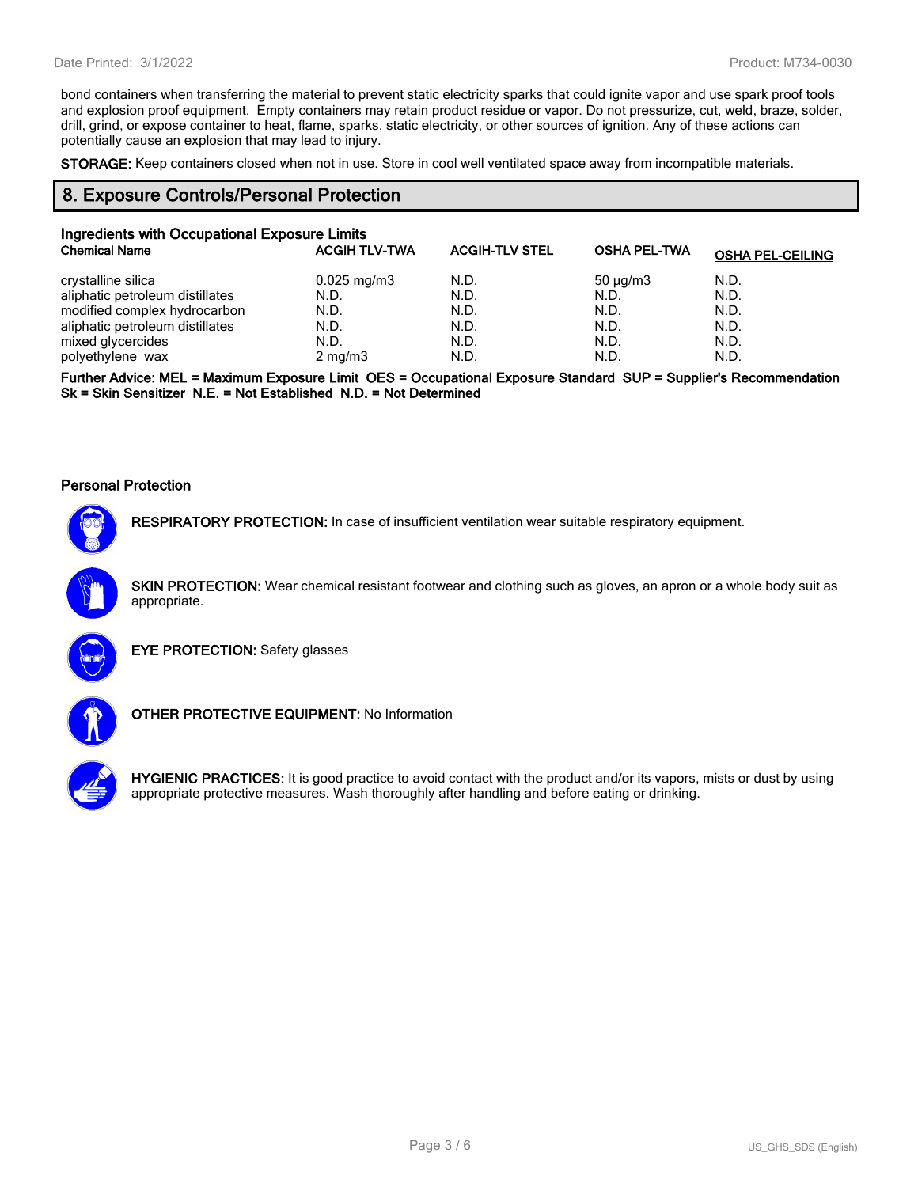bond containers when transferring the material to prevent static electricity sparks that could ignite vapor and use spark proof tools and explosion proof equipment. Empty containers may retain product residue or vapor. Do not pressurize, cut, weld, braze, solder, drill, grind, or expose container to heat, flame, sparks, static electricity, or other sources of ignition. Any of these actions can potentially cause an explosion that may lead to injury.

**STORAGE:** Keep containers closed when not in use. Store in cool well ventilated space away from incompatible materials.

## 8. Exposure Controls/Personal Protection

### Ingredients with Occupational Exposure Limits

| Chemical Name | ACGIH TLV-TWA | ACGIH-TLV STEL | OSHA PEL-TWA | OSHA PEL-CEILING |
|---|---|---|---|---|
| crystalline silica | 0.025 mg/m3 | N.D. | 50 µg/m3 | N.D. |
| aliphatic petroleum distillates | N.D. | N.D. | N.D. | N.D. |
| modified complex hydrocarbon | N.D. | N.D. | N.D. | N.D. |
| aliphatic petroleum distillates | N.D. | N.D. | N.D. | N.D. |
| mixed glycercides | N.D. | N.D. | N.D. | N.D. |
| polyethylene wax | 2 mg/m3 | N.D. | N.D. | N.D. |

**Further Advice: MEL = Maximum Exposure Limit OES = Occupational Exposure Standard SUP = Supplier's Recommendation Sk = Skin Sensitizer N.E. = Not Established N.D. = Not Determined**

### Personal Protection

**RESPIRATORY PROTECTION:** In case of insufficient ventilation wear suitable respiratory equipment.

**SKIN PROTECTION:** Wear chemical resistant footwear and clothing such as gloves, an apron or a whole body suit as appropriate.

**EYE PROTECTION:** Safety glasses

**OTHER PROTECTIVE EQUIPMENT:** No Information

**HYGIENIC PRACTICES:** It is good practice to avoid contact with the product and/or its vapors, mists or dust by using appropriate protective measures. Wash thoroughly after handling and before eating or drinking.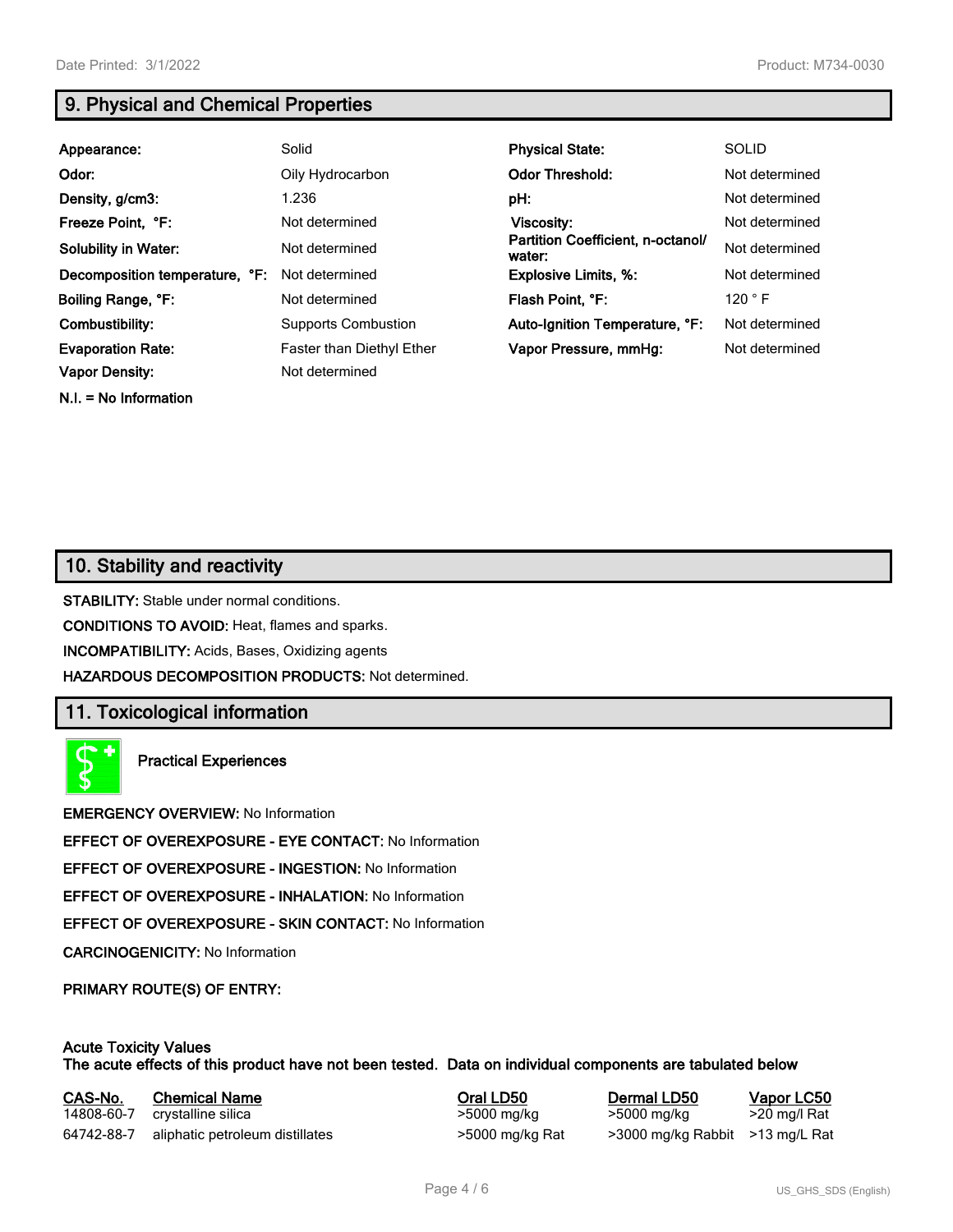## 9. Physical and Chemical Properties

| | | | |
|---|---|---|---|
| **Appearance:** | Solid | **Physical State:** | SOLID |
| **Odor:** | Oily Hydrocarbon | **Odor Threshold:** | Not determined |
| **Density, g/cm3:** | 1.236 | **pH:** | Not determined |
| **Freeze Point, °F:** | Not determined | **Viscosity:** | Not determined |
| **Solubility in Water:** | Not determined | **Partition Coefficient, n-octanol/ water:** | Not determined |
| **Decomposition temperature, °F:** | Not determined | **Explosive Limits, %:** | Not determined |
| **Boiling Range, °F:** | Not determined | **Flash Point, °F:** | 120 ° F |
| **Combustibility:** | Supports Combustion | **Auto-Ignition Temperature, °F:** | Not determined |
| **Evaporation Rate:** | Faster than Diethyl Ether | **Vapor Pressure, mmHg:** | Not determined |
| **Vapor Density:** | Not determined | | |

**N.I. = No Information**

## 10. Stability and reactivity

**STABILITY:** Stable under normal conditions.

**CONDITIONS TO AVOID:** Heat, flames and sparks.

**INCOMPATIBILITY:** Acids, Bases, Oxidizing agents

**HAZARDOUS DECOMPOSITION PRODUCTS:** Not determined.

## 11. Toxicological information

**Practical Experiences**

**EMERGENCY OVERVIEW:** No Information

**EFFECT OF OVEREXPOSURE - EYE CONTACT:** No Information

**EFFECT OF OVEREXPOSURE - INGESTION:** No Information

**EFFECT OF OVEREXPOSURE - INHALATION:** No Information

**EFFECT OF OVEREXPOSURE - SKIN CONTACT:** No Information

**CARCINOGENICITY:** No Information

**PRIMARY ROUTE(S) OF ENTRY:**

**Acute Toxicity Values**
**The acute effects of this product have not been tested. Data on individual components are tabulated below**

| CAS-No. | Chemical Name | Oral LD50 | Dermal LD50 | Vapor LC50 |
|---|---|---|---|---|
| 14808-60-7 | crystalline silica | >5000 mg/kg | >5000 mg/kg | >20 mg/l Rat |
| 64742-88-7 | aliphatic petroleum distillates | >5000 mg/kg Rat | >3000 mg/kg Rabbit | >13 mg/L Rat |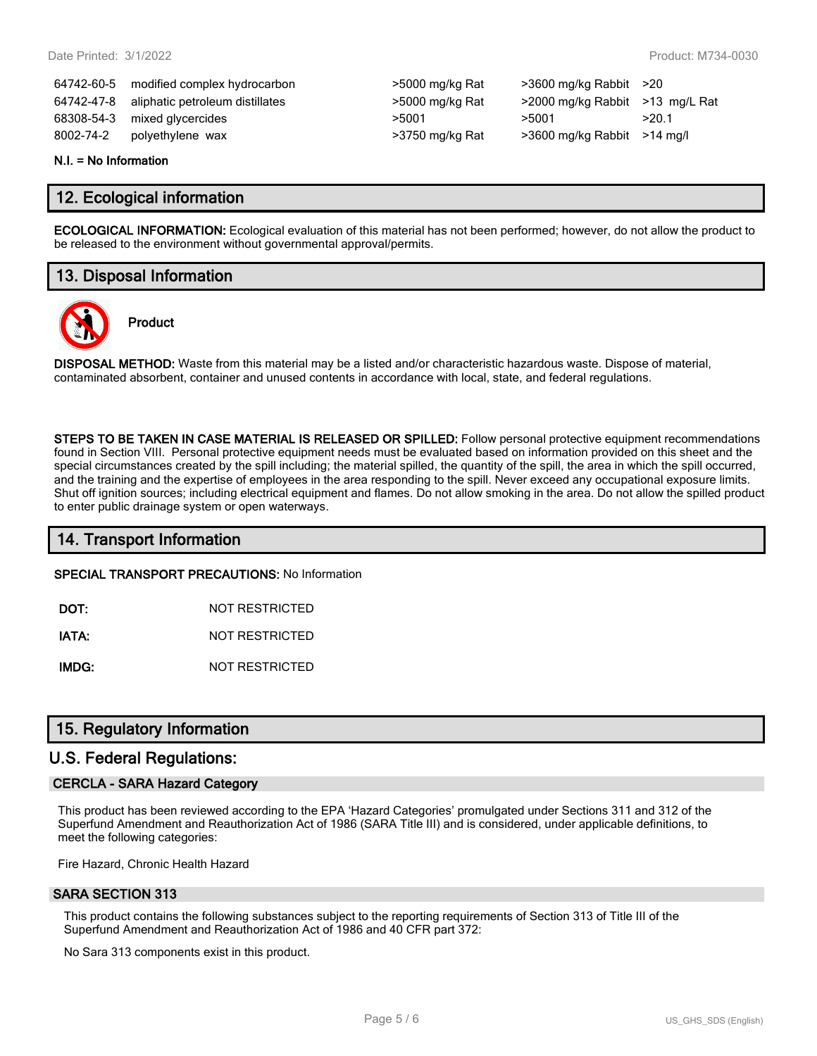| | | | | |
|---|---|---|---|---|
| 64742-60-5 | modified complex hydrocarbon | >5000 mg/kg Rat | >3600 mg/kg Rabbit | >20 |
| 64742-47-8 | aliphatic petroleum distillates | >5000 mg/kg Rat | >2000 mg/kg Rabbit | >13 mg/L Rat |
| 68308-54-3 | mixed glycercides | >5001 | >5001 | >20.1 |
| 8002-74-2 | polyethylene wax | >3750 mg/kg Rat | >3600 mg/kg Rabbit | >14 mg/l |

**N.I. = No Information**

## 12. Ecological information

**ECOLOGICAL INFORMATION:** Ecological evaluation of this material has not been performed; however, do not allow the product to be released to the environment without governmental approval/permits.

## 13. Disposal Information

**Product**

**DISPOSAL METHOD:** Waste from this material may be a listed and/or characteristic hazardous waste. Dispose of material, contaminated absorbent, container and unused contents in accordance with local, state, and federal regulations.

**STEPS TO BE TAKEN IN CASE MATERIAL IS RELEASED OR SPILLED:** Follow personal protective equipment recommendations found in Section VIII. Personal protective equipment needs must be evaluated based on information provided on this sheet and the special circumstances created by the spill including; the material spilled, the quantity of the spill, the area in which the spill occurred, and the training and the expertise of employees in the area responding to the spill. Never exceed any occupational exposure limits. Shut off ignition sources; including electrical equipment and flames. Do not allow smoking in the area. Do not allow the spilled product to enter public drainage system or open waterways.

## 14. Transport Information

**SPECIAL TRANSPORT PRECAUTIONS:** No Information

**DOT:** NOT RESTRICTED

**IATA:** NOT RESTRICTED

**IMDG:** NOT RESTRICTED

## 15. Regulatory Information

## U.S. Federal Regulations:

### CERCLA - SARA Hazard Category

This product has been reviewed according to the EPA 'Hazard Categories' promulgated under Sections 311 and 312 of the Superfund Amendment and Reauthorization Act of 1986 (SARA Title III) and is considered, under applicable definitions, to meet the following categories:

Fire Hazard, Chronic Health Hazard

### SARA SECTION 313

This product contains the following substances subject to the reporting requirements of Section 313 of Title III of the Superfund Amendment and Reauthorization Act of 1986 and 40 CFR part 372:

No Sara 313 components exist in this product.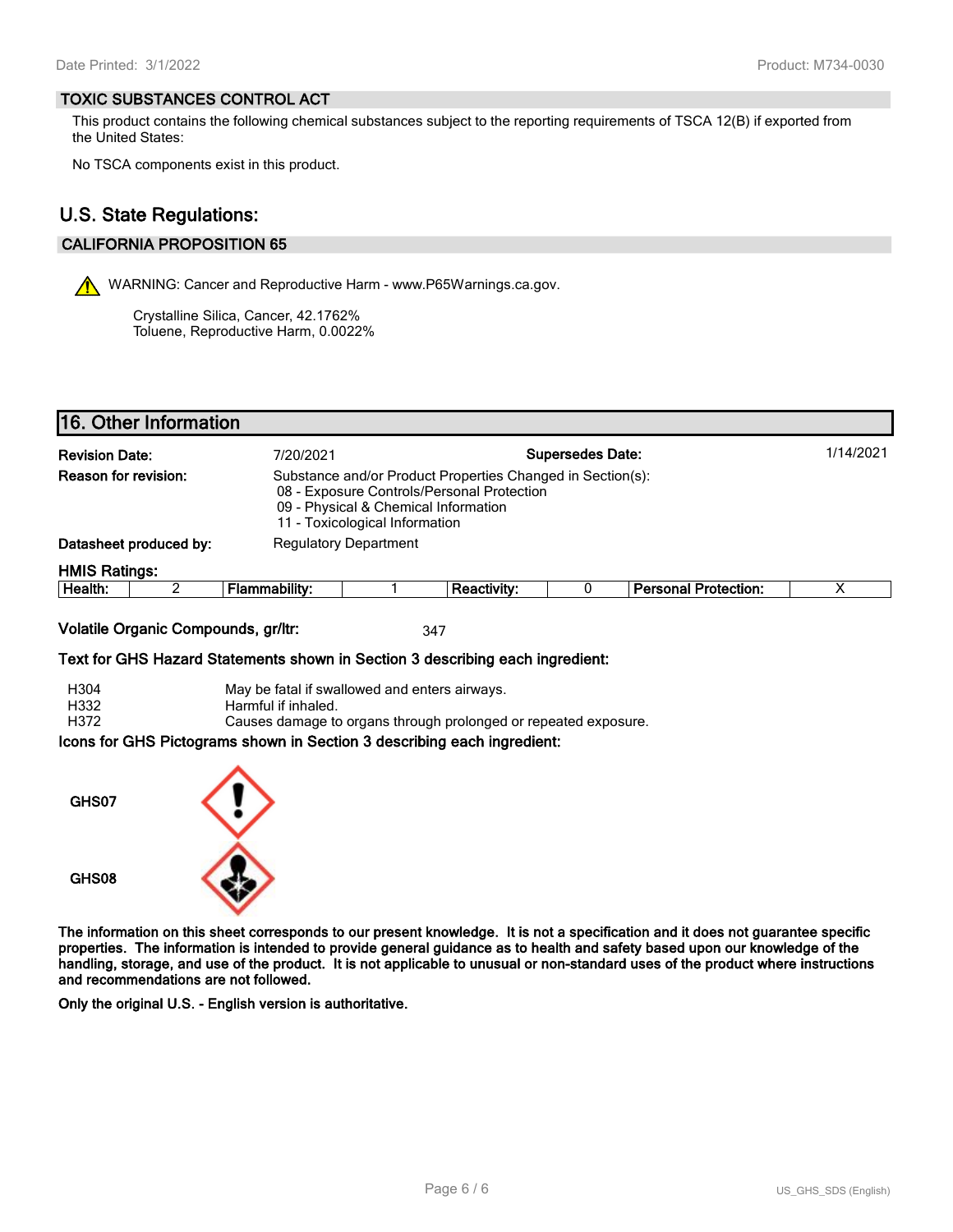### TOXIC SUBSTANCES CONTROL ACT

This product contains the following chemical substances subject to the reporting requirements of TSCA 12(B) if exported from the United States:

No TSCA components exist in this product.

## U.S. State Regulations:

### CALIFORNIA PROPOSITION 65

WARNING: Cancer and Reproductive Harm - www.P65Warnings.ca.gov.

Crystalline Silica, Cancer, 42.1762%
Toluene, Reproductive Harm, 0.0022%

## 16. Other Information

**Revision Date:** 7/20/2021 **Supersedes Date:** 1/14/2021

**Reason for revision:** Substance and/or Product Properties Changed in Section(s):
08 - Exposure Controls/Personal Protection
09 - Physical & Chemical Information
11 - Toxicological Information

**Datasheet produced by:** Regulatory Department

**HMIS Ratings:**

| | | | | | | | |
|---|---|---|---|---|---|---|---|
| **Health:** | 2 | **Flammability:** | 1 | **Reactivity:** | 0 | **Personal Protection:** | X |

**Volatile Organic Compounds, gr/ltr:** 347

**Text for GHS Hazard Statements shown in Section 3 describing each ingredient:**

| | |
|---|---|
| H304 | May be fatal if swallowed and enters airways. |
| H332 | Harmful if inhaled. |
| H372 | Causes damage to organs through prolonged or repeated exposure. |

**Icons for GHS Pictograms shown in Section 3 describing each ingredient:**

GHS07

GHS08

**The information on this sheet corresponds to our present knowledge. It is not a specification and it does not guarantee specific properties. The information is intended to provide general guidance as to health and safety based upon our knowledge of the handling, storage, and use of the product. It is not applicable to unusual or non-standard uses of the product where instructions and recommendations are not followed.**

**Only the original U.S. - English version is authoritative.**